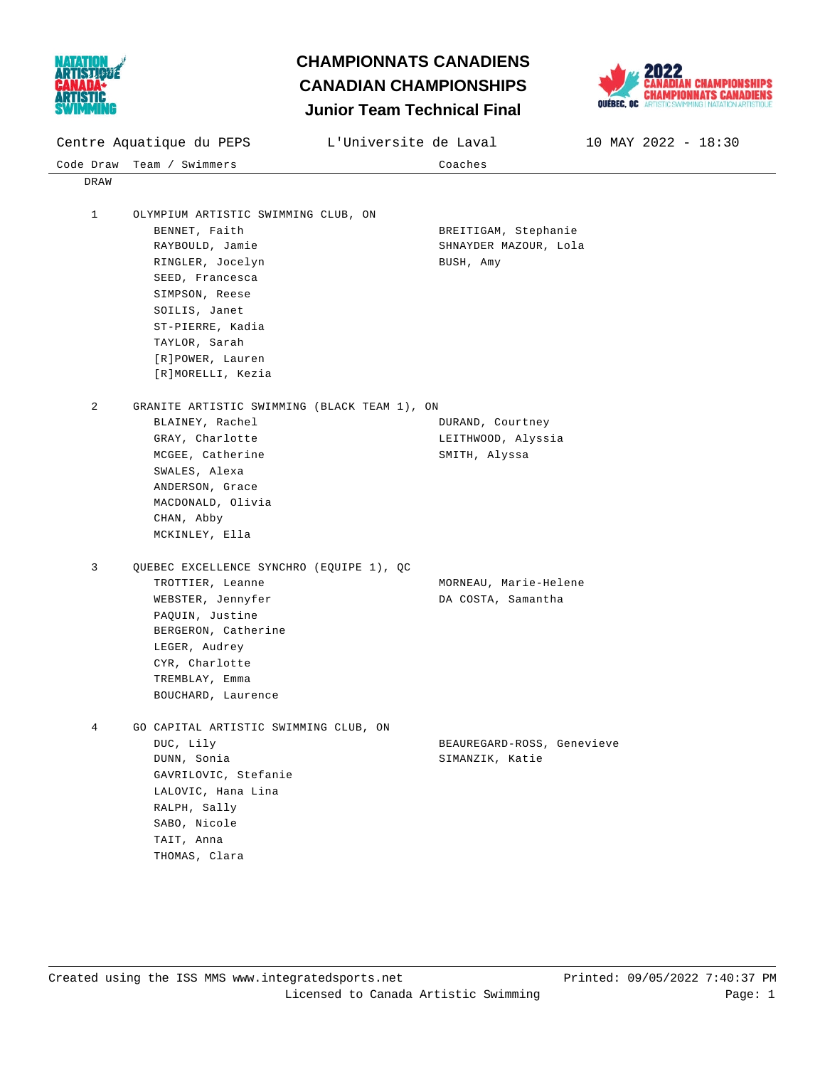# CHAMPIONNATS CANADIENS
# CANADIAN CHAMPIONSHIPS
## Junior Team Technical Final

Centre Aquatique du PEPS — L'Universite de Laval — 10 MAY 2022 - 18:30

| Code Draw | Team / Swimmers | Coaches |
|---|---|---|
| DRAW | | |
| 1 | OLYMPIUM ARTISTIC SWIMMING CLUB, ON | |
| | BENNET, Faith | BREITIGAM, Stephanie |
| | RAYBOULD, Jamie | SHNAYDER MAZOUR, Lola |
| | RINGLER, Jocelyn | BUSH, Amy |
| | SEED, Francesca | |
| | SIMPSON, Reese | |
| | SOILIS, Janet | |
| | ST-PIERRE, Kadia | |
| | TAYLOR, Sarah | |
| | [R]POWER, Lauren | |
| | [R]MORELLI, Kezia | |
| 2 | GRANITE ARTISTIC SWIMMING (BLACK TEAM 1), ON | |
| | BLAINEY, Rachel | DURAND, Courtney |
| | GRAY, Charlotte | LEITHWOOD, Alyssia |
| | MCGEE, Catherine | SMITH, Alyssa |
| | SWALES, Alexa | |
| | ANDERSON, Grace | |
| | MACDONALD, Olivia | |
| | CHAN, Abby | |
| | MCKINLEY, Ella | |
| 3 | QUEBEC EXCELLENCE SYNCHRO (EQUIPE 1), QC | |
| | TROTTIER, Leanne | MORNEAU, Marie-Helene |
| | WEBSTER, Jennyfer | DA COSTA, Samantha |
| | PAQUIN, Justine | |
| | BERGERON, Catherine | |
| | LEGER, Audrey | |
| | CYR, Charlotte | |
| | TREMBLAY, Emma | |
| | BOUCHARD, Laurence | |
| 4 | GO CAPITAL ARTISTIC SWIMMING CLUB, ON | |
| | DUC, Lily | BEAUREGARD-ROSS, Genevieve |
| | DUNN, Sonia | SIMANZIK, Katie |
| | GAVRILOVIC, Stefanie | |
| | LALOVIC, Hana Lina | |
| | RALPH, Sally | |
| | SABO, Nicole | |
| | TAIT, Anna | |
| | THOMAS, Clara | |

Created using the ISS MMS www.integratedsports.net — Printed: 09/05/2022 7:40:37 PM
Licensed to Canada Artistic Swimming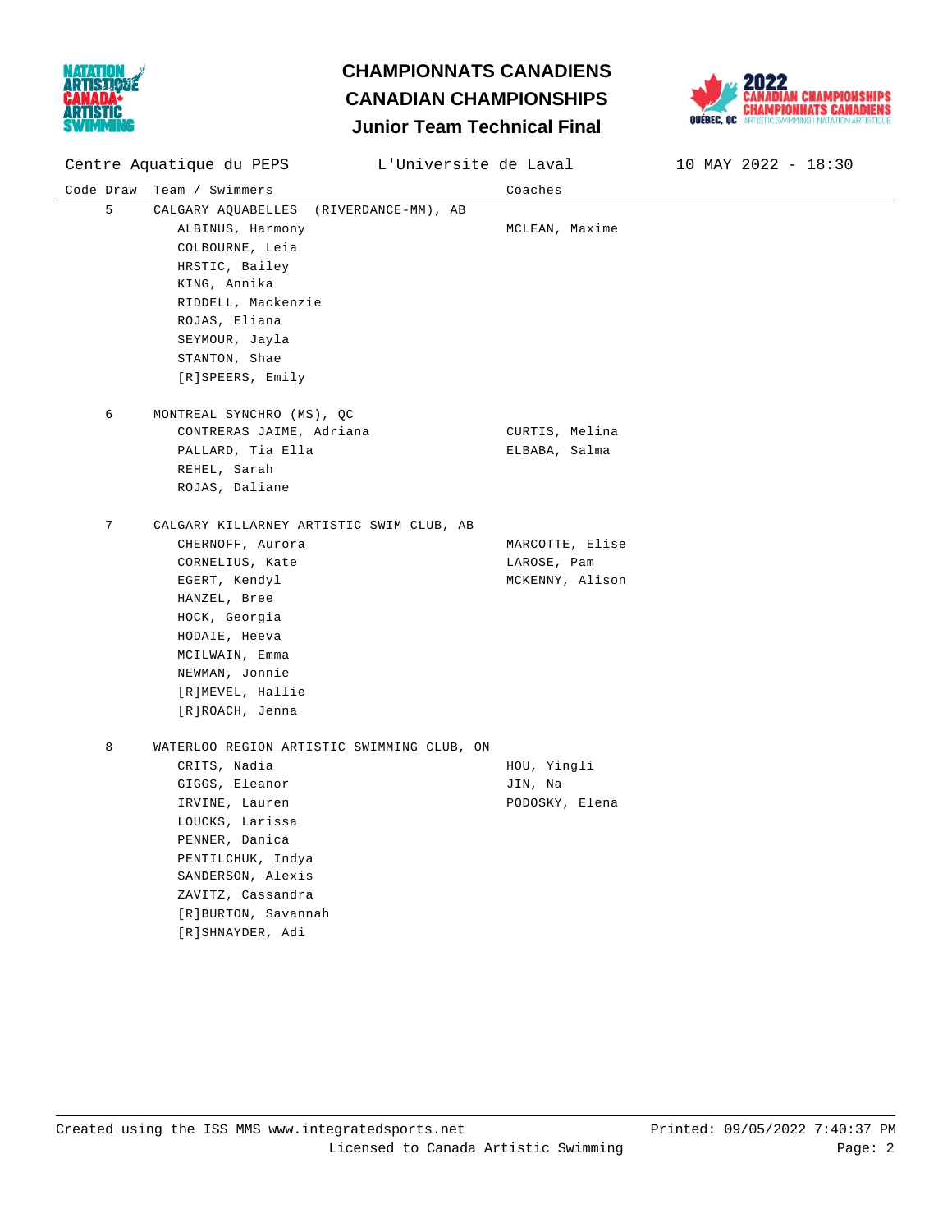# CHAMPIONNATS CANADIENS
# CANADIAN CHAMPIONSHIPS
## Junior Team Technical Final

Centre Aquatique du PEPS — L'Universite de Laval — 10 MAY 2022 - 18:30

| Code | Draw | Team / Swimmers | Coaches |
|---|---|---|---|
| | 5 | CALGARY AQUABELLES (RIVERDANCE-MM), AB | |
| | | ALBINUS, Harmony | MCLEAN, Maxime |
| | | COLBOURNE, Leia | |
| | | HRSTIC, Bailey | |
| | | KING, Annika | |
| | | RIDDELL, Mackenzie | |
| | | ROJAS, Eliana | |
| | | SEYMOUR, Jayla | |
| | | STANTON, Shae | |
| | | [R]SPEERS, Emily | |
| | 6 | MONTREAL SYNCHRO (MS), QC | |
| | | CONTRERAS JAIME, Adriana | CURTIS, Melina |
| | | PALLARD, Tia Ella | ELBABA, Salma |
| | | REHEL, Sarah | |
| | | ROJAS, Daliane | |
| | 7 | CALGARY KILLARNEY ARTISTIC SWIM CLUB, AB | |
| | | CHERNOFF, Aurora | MARCOTTE, Elise |
| | | CORNELIUS, Kate | LAROSE, Pam |
| | | EGERT, Kendyl | MCKENNY, Alison |
| | | HANZEL, Bree | |
| | | HOCK, Georgia | |
| | | HODAIE, Heeva | |
| | | MCILWAIN, Emma | |
| | | NEWMAN, Jonnie | |
| | | [R]MEVEL, Hallie | |
| | | [R]ROACH, Jenna | |
| | 8 | WATERLOO REGION ARTISTIC SWIMMING CLUB, ON | |
| | | CRITS, Nadia | HOU, Yingli |
| | | GIGGS, Eleanor | JIN, Na |
| | | IRVINE, Lauren | PODOSKY, Elena |
| | | LOUCKS, Larissa | |
| | | PENNER, Danica | |
| | | PENTILCHUK, Indya | |
| | | SANDERSON, Alexis | |
| | | ZAVITZ, Cassandra | |
| | | [R]BURTON, Savannah | |
| | | [R]SHNAYDER, Adi | |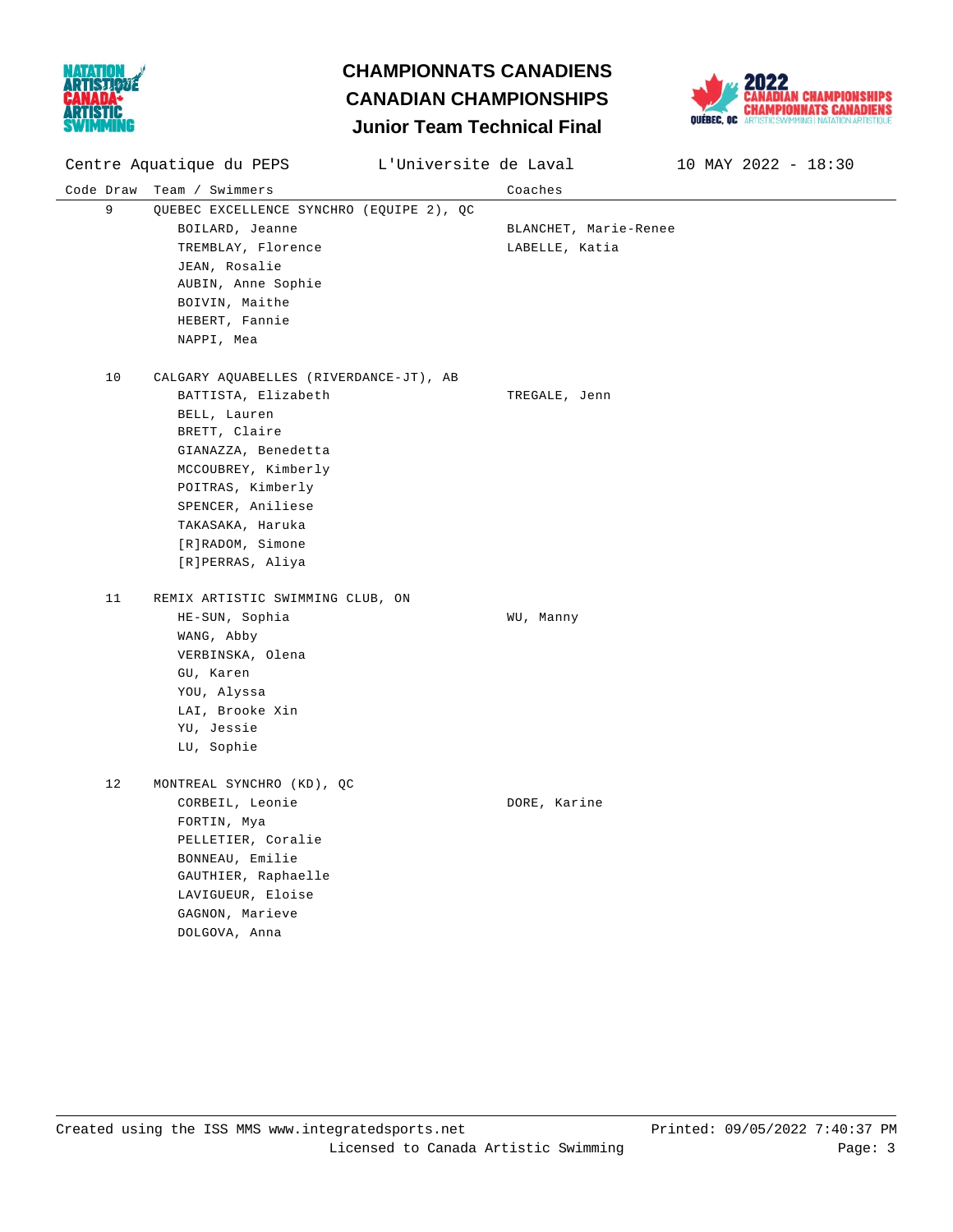# CHAMPIONNATS CANADIENS
# CANADIAN CHAMPIONSHIPS
## Junior Team Technical Final

Centre Aquatique du PEPS | L'Universite de Laval | 10 MAY 2022 - 18:30

| Code | Draw | Team / Swimmers | Coaches |
|---|---|---|---|
| | 9 | QUEBEC EXCELLENCE SYNCHRO (EQUIPE 2), QC | |
| | | BOILARD, Jeanne | BLANCHET, Marie-Renee |
| | | TREMBLAY, Florence | LABELLE, Katia |
| | | JEAN, Rosalie | |
| | | AUBIN, Anne Sophie | |
| | | BOIVIN, Maithe | |
| | | HEBERT, Fannie | |
| | | NAPPI, Mea | |
| | 10 | CALGARY AQUABELLES (RIVERDANCE-JT), AB | |
| | | BATTISTA, Elizabeth | TREGALE, Jenn |
| | | BELL, Lauren | |
| | | BRETT, Claire | |
| | | GIANAZZA, Benedetta | |
| | | MCCOUBREY, Kimberly | |
| | | POITRAS, Kimberly | |
| | | SPENCER, Aniliese | |
| | | TAKASAKA, Haruka | |
| | | [R]RADOM, Simone | |
| | | [R]PERRAS, Aliya | |
| | 11 | REMIX ARTISTIC SWIMMING CLUB, ON | |
| | | HE-SUN, Sophia | WU, Manny |
| | | WANG, Abby | |
| | | VERBINSKA, Olena | |
| | | GU, Karen | |
| | | YOU, Alyssa | |
| | | LAI, Brooke Xin | |
| | | YU, Jessie | |
| | | LU, Sophie | |
| | 12 | MONTREAL SYNCHRO (KD), QC | |
| | | CORBEIL, Leonie | DORE, Karine |
| | | FORTIN, Mya | |
| | | PELLETIER, Coralie | |
| | | BONNEAU, Emilie | |
| | | GAUTHIER, Raphaelle | |
| | | LAVIGUEUR, Eloise | |
| | | GAGNON, Marieve | |
| | | DOLGOVA, Anna | |

Created using the ISS MMS www.integratedsports.net — Printed: 09/05/2022 7:40:37 PM
Licensed to Canada Artistic Swimming